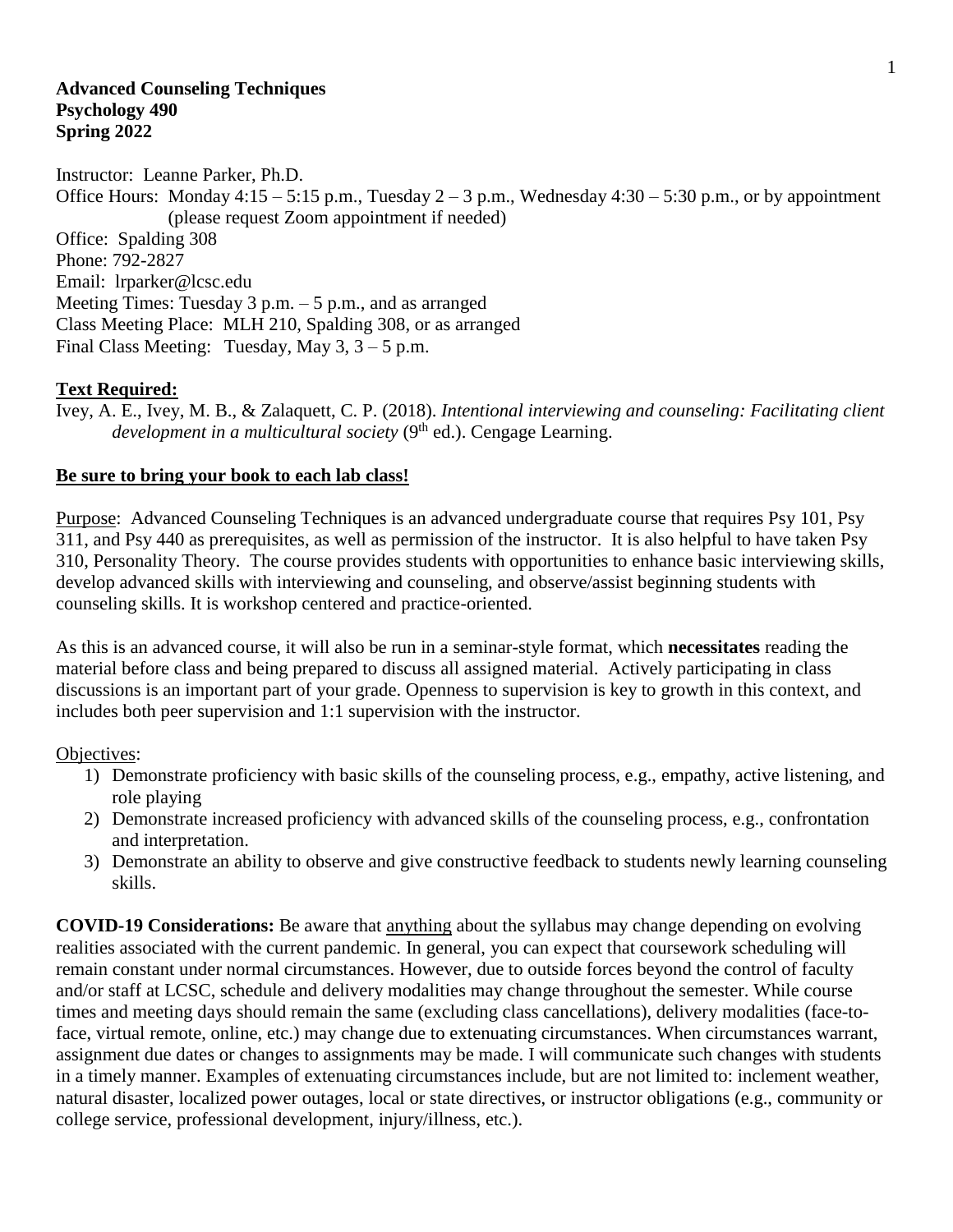**Advanced Counseling Techniques**
**Psychology 490**
**Spring 2022**

Instructor: Leanne Parker, Ph.D.
Office Hours: Monday 4:15 – 5:15 p.m., Tuesday 2 – 3 p.m., Wednesday 4:30 – 5:30 p.m., or by appointment (please request Zoom appointment if needed)
Office: Spalding 308
Phone: 792-2827
Email: lrparker@lcsc.edu
Meeting Times: Tuesday 3 p.m. – 5 p.m., and as arranged
Class Meeting Place: MLH 210, Spalding 308, or as arranged
Final Class Meeting: Tuesday, May 3, 3 – 5 p.m.

**Text Required:**

Ivey, A. E., Ivey, M. B., & Zalaquett, C. P. (2018). *Intentional interviewing and counseling: Facilitating client development in a multicultural society* (9th ed.). Cengage Learning.

**Be sure to bring your book to each lab class!**

Purpose: Advanced Counseling Techniques is an advanced undergraduate course that requires Psy 101, Psy 311, and Psy 440 as prerequisites, as well as permission of the instructor. It is also helpful to have taken Psy 310, Personality Theory. The course provides students with opportunities to enhance basic interviewing skills, develop advanced skills with interviewing and counseling, and observe/assist beginning students with counseling skills. It is workshop centered and practice-oriented.

As this is an advanced course, it will also be run in a seminar-style format, which **necessitates** reading the material before class and being prepared to discuss all assigned material. Actively participating in class discussions is an important part of your grade. Openness to supervision is key to growth in this context, and includes both peer supervision and 1:1 supervision with the instructor.

Objectives:

1) Demonstrate proficiency with basic skills of the counseling process, e.g., empathy, active listening, and role playing
2) Demonstrate increased proficiency with advanced skills of the counseling process, e.g., confrontation and interpretation.
3) Demonstrate an ability to observe and give constructive feedback to students newly learning counseling skills.

**COVID-19 Considerations:** Be aware that anything about the syllabus may change depending on evolving realities associated with the current pandemic. In general, you can expect that coursework scheduling will remain constant under normal circumstances. However, due to outside forces beyond the control of faculty and/or staff at LCSC, schedule and delivery modalities may change throughout the semester. While course times and meeting days should remain the same (excluding class cancellations), delivery modalities (face-to-face, virtual remote, online, etc.) may change due to extenuating circumstances. When circumstances warrant, assignment due dates or changes to assignments may be made. I will communicate such changes with students in a timely manner. Examples of extenuating circumstances include, but are not limited to: inclement weather, natural disaster, localized power outages, local or state directives, or instructor obligations (e.g., community or college service, professional development, injury/illness, etc.).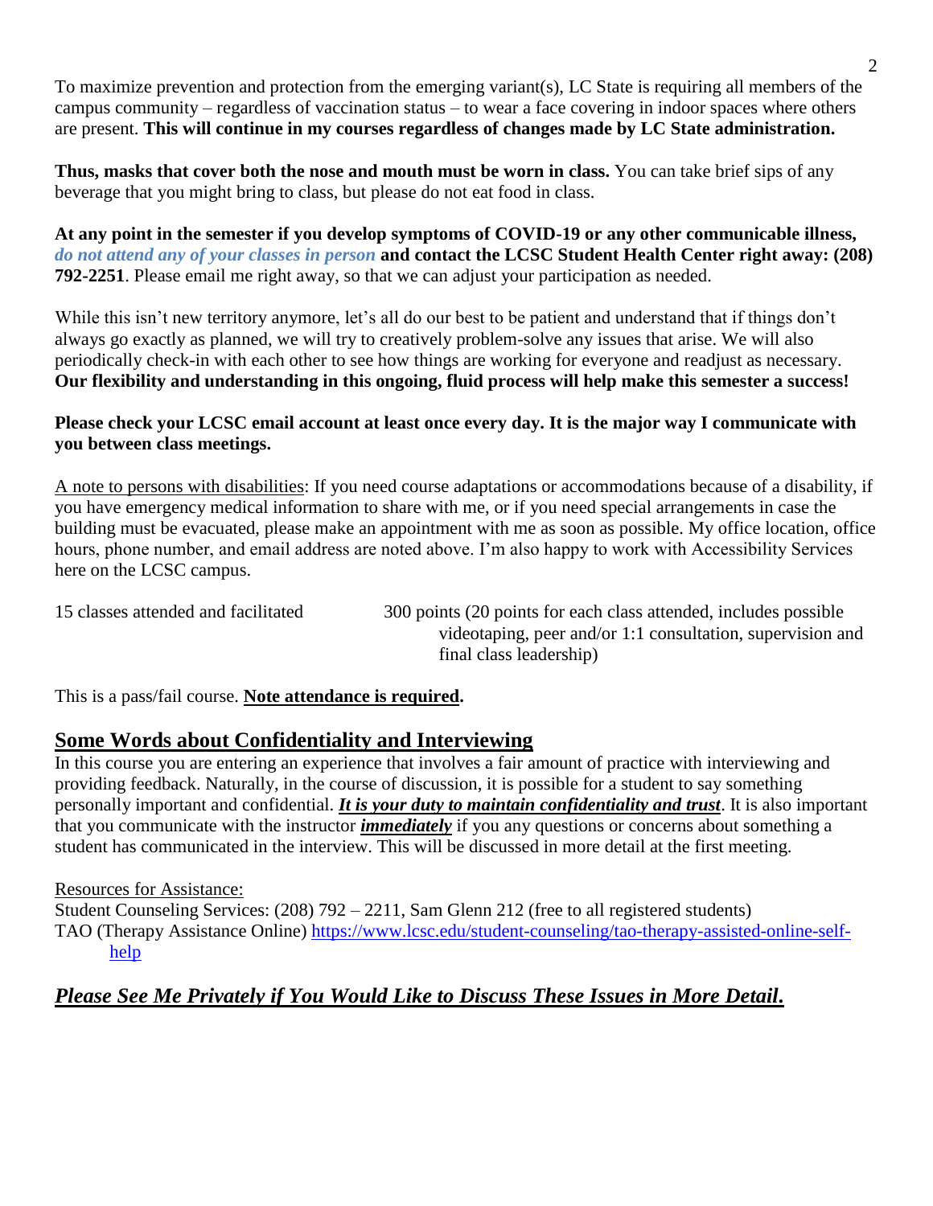To maximize prevention and protection from the emerging variant(s), LC State is requiring all members of the campus community – regardless of vaccination status – to wear a face covering in indoor spaces where others are present. **This will continue in my courses regardless of changes made by LC State administration.**

**Thus, masks that cover both the nose and mouth must be worn in class.** You can take brief sips of any beverage that you might bring to class, but please do not eat food in class.

**At any point in the semester if you develop symptoms of COVID-19 or any other communicable illness,** *do not attend any of your classes in person* **and contact the LCSC Student Health Center right away: (208) 792-2251**. Please email me right away, so that we can adjust your participation as needed.

While this isn't new territory anymore, let's all do our best to be patient and understand that if things don't always go exactly as planned, we will try to creatively problem-solve any issues that arise. We will also periodically check-in with each other to see how things are working for everyone and readjust as necessary. **Our flexibility and understanding in this ongoing, fluid process will help make this semester a success!**

**Please check your LCSC email account at least once every day. It is the major way I communicate with you between class meetings.**

<u>A note to persons with disabilities</u>: If you need course adaptations or accommodations because of a disability, if you have emergency medical information to share with me, or if you need special arrangements in case the building must be evacuated, please make an appointment with me as soon as possible. My office location, office hours, phone number, and email address are noted above. I'm also happy to work with Accessibility Services here on the LCSC campus.

| | |
|---|---|
| 15 classes attended and facilitated | 300 points (20 points for each class attended, includes possible videotaping, peer and/or 1:1 consultation, supervision and final class leadership) |

This is a pass/fail course. **<u>Note attendance is required</u>.**

## <u>Some Words about Confidentiality and Interviewing</u>

In this course you are entering an experience that involves a fair amount of practice with interviewing and providing feedback. Naturally, in the course of discussion, it is possible for a student to say something personally important and confidential. ***<u>It is your duty to maintain confidentiality and trust</u>***. It is also important that you communicate with the instructor ***<u>immediately</u>*** if you any questions or concerns about something a student has communicated in the interview. This will be discussed in more detail at the first meeting.

<u>Resources for Assistance:</u>

Student Counseling Services: (208) 792 – 2211, Sam Glenn 212 (free to all registered students)

TAO (Therapy Assistance Online) https://www.lcsc.edu/student-counseling/tao-therapy-assisted-online-self-help

## ***<u>Please See Me Privately if You Would Like to Discuss These Issues in More Detail.</u>***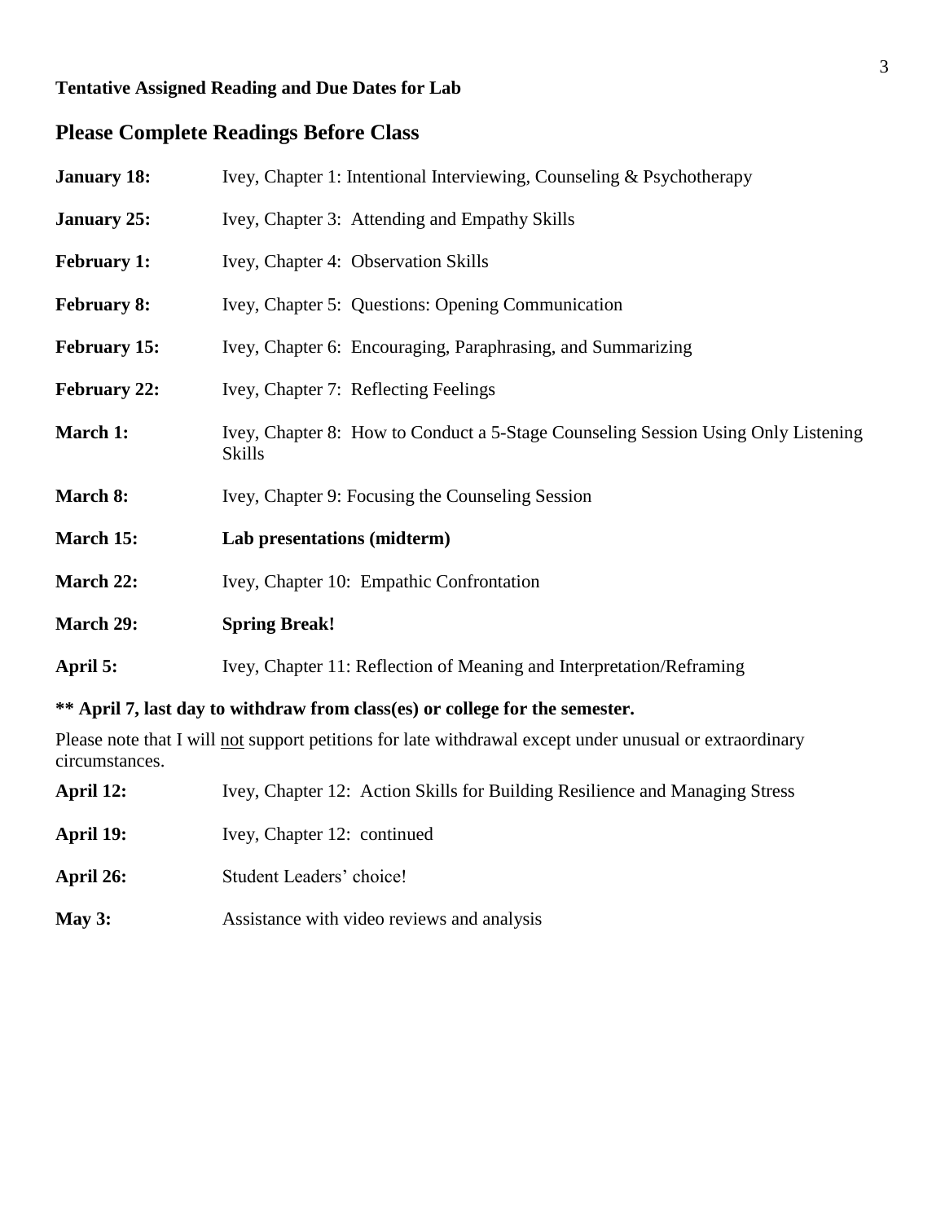**Tentative Assigned Reading and Due Dates for Lab**

## Please Complete Readings Before Class

**January 18:** Ivey, Chapter 1: Intentional Interviewing, Counseling & Psychotherapy

**January 25:** Ivey, Chapter 3: Attending and Empathy Skills

**February 1:** Ivey, Chapter 4: Observation Skills

**February 8:** Ivey, Chapter 5: Questions: Opening Communication

**February 15:** Ivey, Chapter 6: Encouraging, Paraphrasing, and Summarizing

**February 22:** Ivey, Chapter 7: Reflecting Feelings

**March 1:** Ivey, Chapter 8: How to Conduct a 5-Stage Counseling Session Using Only Listening Skills

**March 8:** Ivey, Chapter 9: Focusing the Counseling Session

**March 15:** **Lab presentations (midterm)**

**March 22:** Ivey, Chapter 10: Empathic Confrontation

**March 29:** **Spring Break!**

**April 5:** Ivey, Chapter 11: Reflection of Meaning and Interpretation/Reframing

**** April 7, last day to withdraw from class(es) or college for the semester.**

Please note that I will <u>not</u> support petitions for late withdrawal except under unusual or extraordinary circumstances.

**April 12:** Ivey, Chapter 12: Action Skills for Building Resilience and Managing Stress

**April 19:** Ivey, Chapter 12: continued

**April 26:** Student Leaders' choice!

**May 3:** Assistance with video reviews and analysis